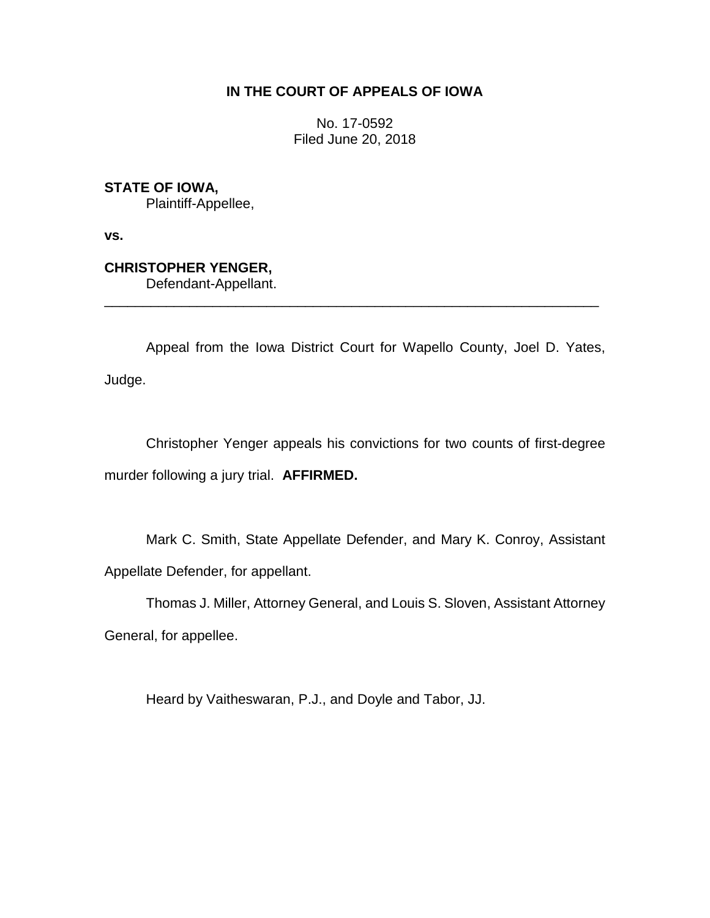**IN THE COURT OF APPEALS OF IOWA**

No. 17-0592
Filed June 20, 2018

**STATE OF IOWA,**
Plaintiff-Appellee,

**vs.**

**CHRISTOPHER YENGER,**
Defendant-Appellant.

---

Appeal from the Iowa District Court for Wapello County, Joel D. Yates, Judge.

Christopher Yenger appeals his convictions for two counts of first-degree murder following a jury trial. **AFFIRMED.**

Mark C. Smith, State Appellate Defender, and Mary K. Conroy, Assistant Appellate Defender, for appellant.

Thomas J. Miller, Attorney General, and Louis S. Sloven, Assistant Attorney General, for appellee.

Heard by Vaitheswaran, P.J., and Doyle and Tabor, JJ.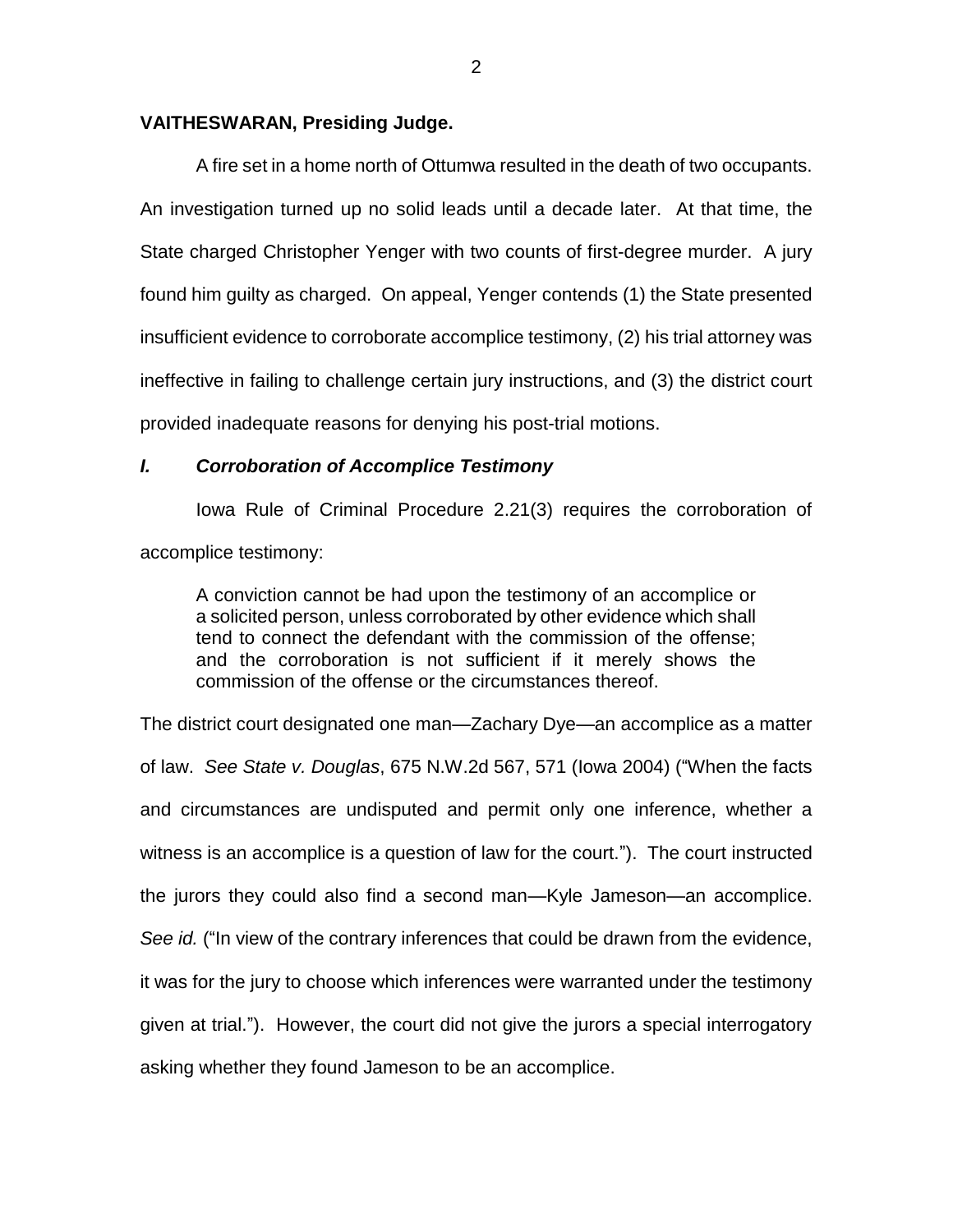**VAITHESWARAN, Presiding Judge.**

A fire set in a home north of Ottumwa resulted in the death of two occupants. An investigation turned up no solid leads until a decade later. At that time, the State charged Christopher Yenger with two counts of first-degree murder. A jury found him guilty as charged. On appeal, Yenger contends (1) the State presented insufficient evidence to corroborate accomplice testimony, (2) his trial attorney was ineffective in failing to challenge certain jury instructions, and (3) the district court provided inadequate reasons for denying his post-trial motions.

## *I. Corroboration of Accomplice Testimony*

Iowa Rule of Criminal Procedure 2.21(3) requires the corroboration of accomplice testimony:

> A conviction cannot be had upon the testimony of an accomplice or a solicited person, unless corroborated by other evidence which shall tend to connect the defendant with the commission of the offense; and the corroboration is not sufficient if it merely shows the commission of the offense or the circumstances thereof.

The district court designated one man—Zachary Dye—an accomplice as a matter of law. *See State v. Douglas*, 675 N.W.2d 567, 571 (Iowa 2004) ("When the facts and circumstances are undisputed and permit only one inference, whether a witness is an accomplice is a question of law for the court."). The court instructed the jurors they could also find a second man—Kyle Jameson—an accomplice. *See id.* ("In view of the contrary inferences that could be drawn from the evidence, it was for the jury to choose which inferences were warranted under the testimony given at trial."). However, the court did not give the jurors a special interrogatory asking whether they found Jameson to be an accomplice.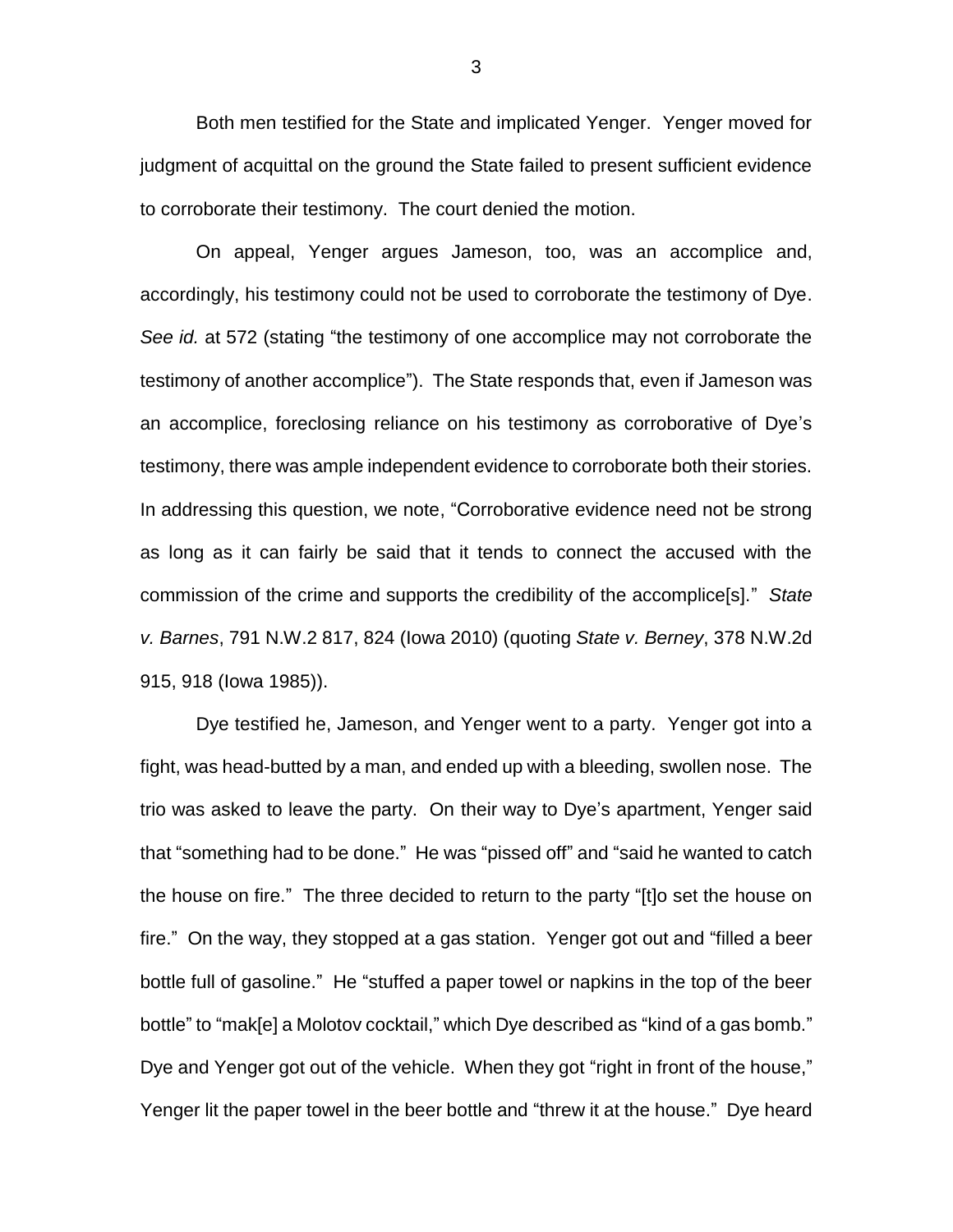Both men testified for the State and implicated Yenger. Yenger moved for judgment of acquittal on the ground the State failed to present sufficient evidence to corroborate their testimony. The court denied the motion.

On appeal, Yenger argues Jameson, too, was an accomplice and, accordingly, his testimony could not be used to corroborate the testimony of Dye. *See id.* at 572 (stating "the testimony of one accomplice may not corroborate the testimony of another accomplice"). The State responds that, even if Jameson was an accomplice, foreclosing reliance on his testimony as corroborative of Dye's testimony, there was ample independent evidence to corroborate both their stories. In addressing this question, we note, "Corroborative evidence need not be strong as long as it can fairly be said that it tends to connect the accused with the commission of the crime and supports the credibility of the accomplice[s]." *State v. Barnes*, 791 N.W.2 817, 824 (Iowa 2010) (quoting *State v. Berney*, 378 N.W.2d 915, 918 (Iowa 1985)).

Dye testified he, Jameson, and Yenger went to a party. Yenger got into a fight, was head-butted by a man, and ended up with a bleeding, swollen nose. The trio was asked to leave the party. On their way to Dye's apartment, Yenger said that "something had to be done." He was "pissed off" and "said he wanted to catch the house on fire." The three decided to return to the party "[t]o set the house on fire." On the way, they stopped at a gas station. Yenger got out and "filled a beer bottle full of gasoline." He "stuffed a paper towel or napkins in the top of the beer bottle" to "mak[e] a Molotov cocktail," which Dye described as "kind of a gas bomb." Dye and Yenger got out of the vehicle. When they got "right in front of the house," Yenger lit the paper towel in the beer bottle and "threw it at the house." Dye heard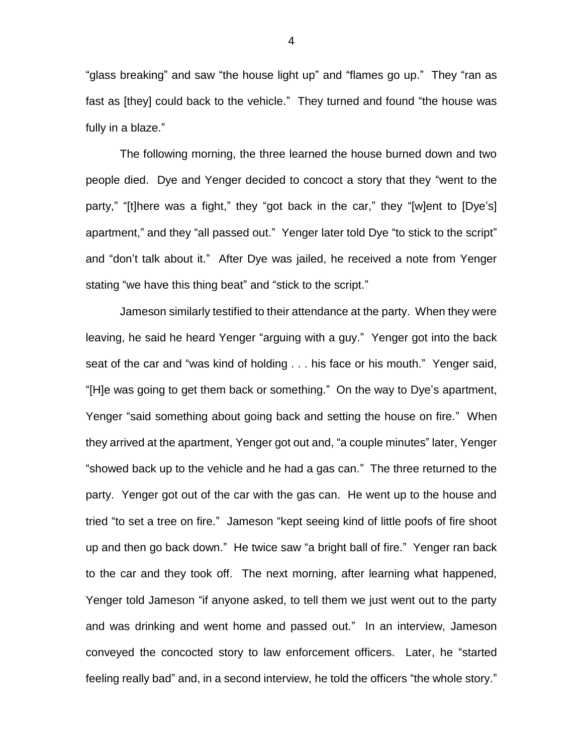"glass breaking" and saw "the house light up" and "flames go up." They "ran as fast as [they] could back to the vehicle." They turned and found "the house was fully in a blaze."

The following morning, the three learned the house burned down and two people died. Dye and Yenger decided to concoct a story that they "went to the party," "[t]here was a fight," they "got back in the car," they "[w]ent to [Dye's] apartment," and they "all passed out." Yenger later told Dye "to stick to the script" and "don't talk about it." After Dye was jailed, he received a note from Yenger stating "we have this thing beat" and "stick to the script."

Jameson similarly testified to their attendance at the party. When they were leaving, he said he heard Yenger "arguing with a guy." Yenger got into the back seat of the car and "was kind of holding . . . his face or his mouth." Yenger said, "[H]e was going to get them back or something." On the way to Dye's apartment, Yenger "said something about going back and setting the house on fire." When they arrived at the apartment, Yenger got out and, "a couple minutes" later, Yenger "showed back up to the vehicle and he had a gas can." The three returned to the party. Yenger got out of the car with the gas can. He went up to the house and tried "to set a tree on fire." Jameson "kept seeing kind of little poofs of fire shoot up and then go back down." He twice saw "a bright ball of fire." Yenger ran back to the car and they took off. The next morning, after learning what happened, Yenger told Jameson "if anyone asked, to tell them we just went out to the party and was drinking and went home and passed out." In an interview, Jameson conveyed the concocted story to law enforcement officers. Later, he "started feeling really bad" and, in a second interview, he told the officers "the whole story."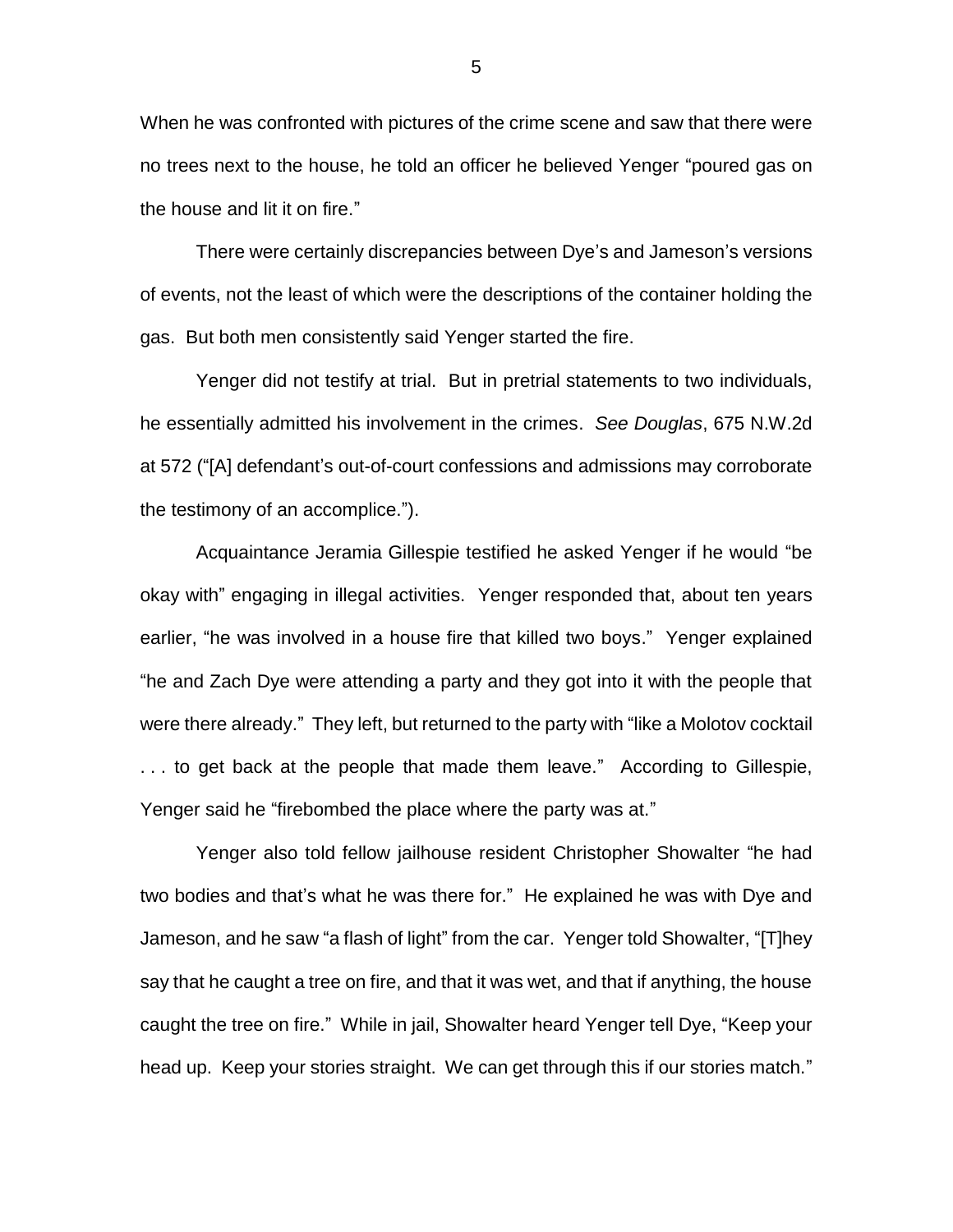When he was confronted with pictures of the crime scene and saw that there were no trees next to the house, he told an officer he believed Yenger "poured gas on the house and lit it on fire."

There were certainly discrepancies between Dye's and Jameson's versions of events, not the least of which were the descriptions of the container holding the gas. But both men consistently said Yenger started the fire.

Yenger did not testify at trial. But in pretrial statements to two individuals, he essentially admitted his involvement in the crimes. *See Douglas*, 675 N.W.2d at 572 ("[A] defendant's out-of-court confessions and admissions may corroborate the testimony of an accomplice.").

Acquaintance Jeramia Gillespie testified he asked Yenger if he would "be okay with" engaging in illegal activities. Yenger responded that, about ten years earlier, "he was involved in a house fire that killed two boys." Yenger explained "he and Zach Dye were attending a party and they got into it with the people that were there already." They left, but returned to the party with "like a Molotov cocktail . . . to get back at the people that made them leave." According to Gillespie, Yenger said he "firebombed the place where the party was at."

Yenger also told fellow jailhouse resident Christopher Showalter "he had two bodies and that's what he was there for." He explained he was with Dye and Jameson, and he saw "a flash of light" from the car. Yenger told Showalter, "[T]hey say that he caught a tree on fire, and that it was wet, and that if anything, the house caught the tree on fire." While in jail, Showalter heard Yenger tell Dye, "Keep your head up. Keep your stories straight. We can get through this if our stories match."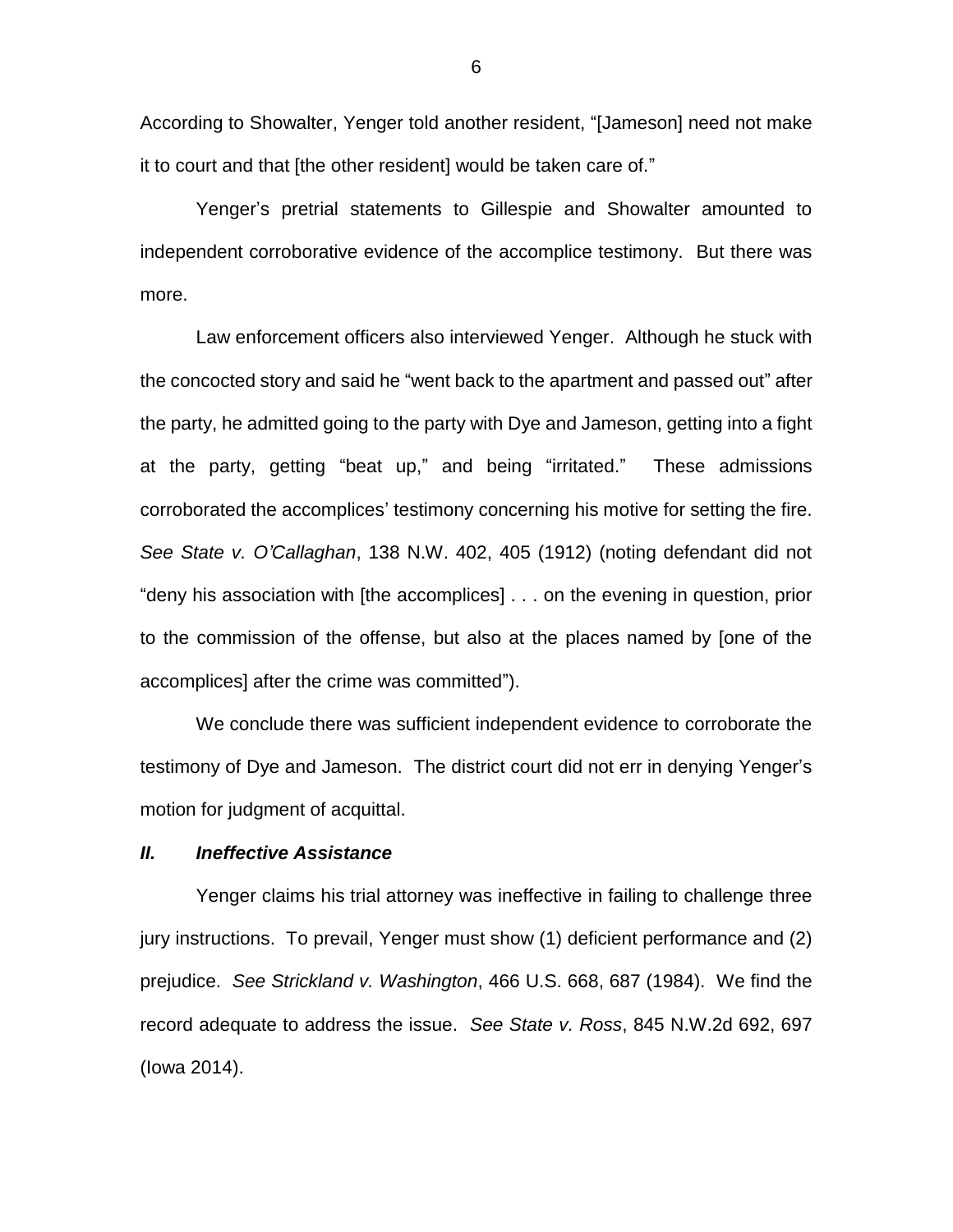According to Showalter, Yenger told another resident, "[Jameson] need not make it to court and that [the other resident] would be taken care of."

Yenger's pretrial statements to Gillespie and Showalter amounted to independent corroborative evidence of the accomplice testimony. But there was more.

Law enforcement officers also interviewed Yenger. Although he stuck with the concocted story and said he "went back to the apartment and passed out" after the party, he admitted going to the party with Dye and Jameson, getting into a fight at the party, getting "beat up," and being "irritated." These admissions corroborated the accomplices' testimony concerning his motive for setting the fire. *See State v. O'Callaghan*, 138 N.W. 402, 405 (1912) (noting defendant did not "deny his association with [the accomplices] . . . on the evening in question, prior to the commission of the offense, but also at the places named by [one of the accomplices] after the crime was committed").

We conclude there was sufficient independent evidence to corroborate the testimony of Dye and Jameson. The district court did not err in denying Yenger's motion for judgment of acquittal.

### *II. Ineffective Assistance*

Yenger claims his trial attorney was ineffective in failing to challenge three jury instructions. To prevail, Yenger must show (1) deficient performance and (2) prejudice. *See Strickland v. Washington*, 466 U.S. 668, 687 (1984). We find the record adequate to address the issue. *See State v. Ross*, 845 N.W.2d 692, 697 (Iowa 2014).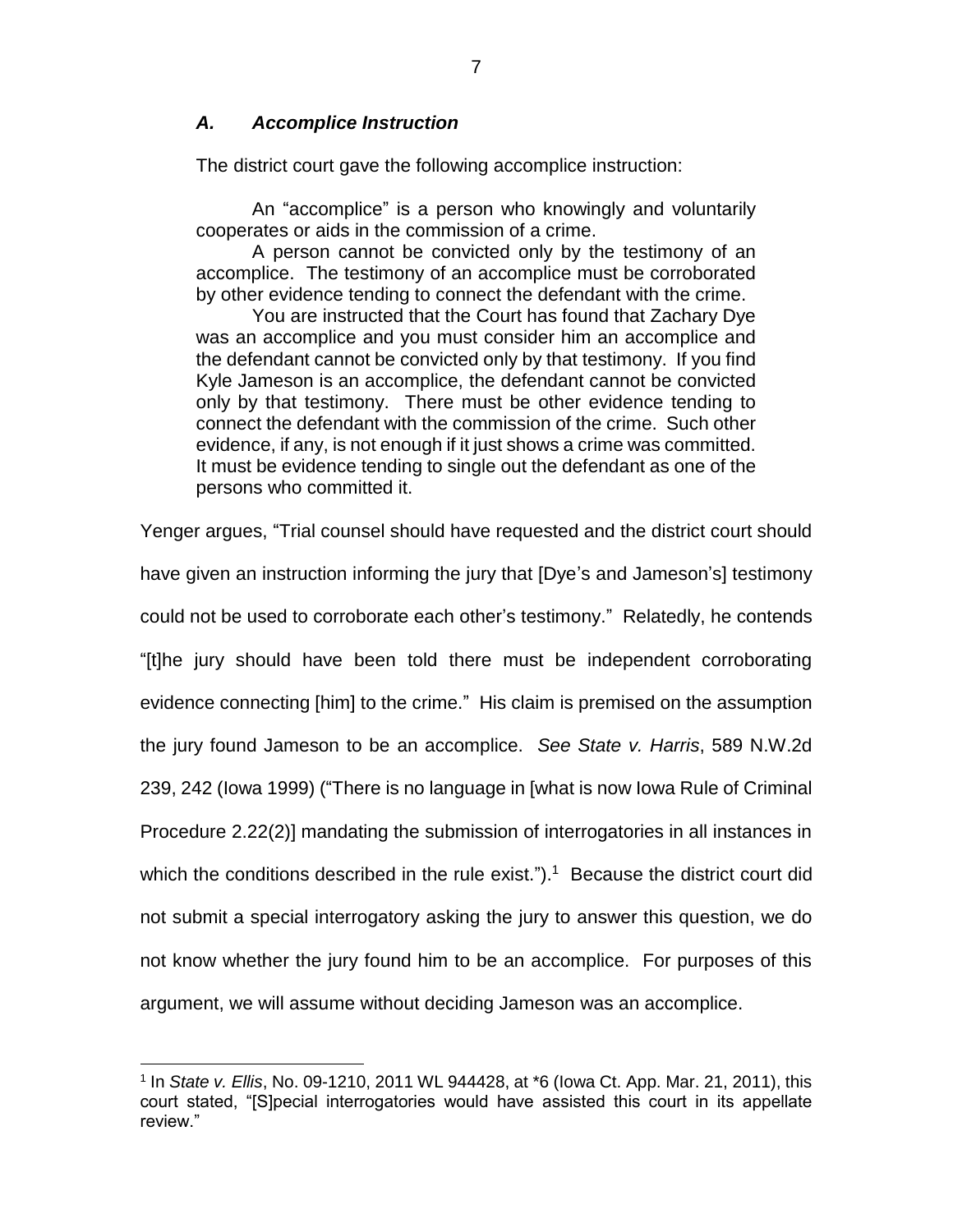### *A. Accomplice Instruction*

The district court gave the following accomplice instruction:

> An "accomplice" is a person who knowingly and voluntarily cooperates or aids in the commission of a crime.
>
> A person cannot be convicted only by the testimony of an accomplice. The testimony of an accomplice must be corroborated by other evidence tending to connect the defendant with the crime.
>
> You are instructed that the Court has found that Zachary Dye was an accomplice and you must consider him an accomplice and the defendant cannot be convicted only by that testimony. If you find Kyle Jameson is an accomplice, the defendant cannot be convicted only by that testimony. There must be other evidence tending to connect the defendant with the commission of the crime. Such other evidence, if any, is not enough if it just shows a crime was committed. It must be evidence tending to single out the defendant as one of the persons who committed it.

Yenger argues, "Trial counsel should have requested and the district court should have given an instruction informing the jury that [Dye's and Jameson's] testimony could not be used to corroborate each other's testimony." Relatedly, he contends "[t]he jury should have been told there must be independent corroborating evidence connecting [him] to the crime." His claim is premised on the assumption the jury found Jameson to be an accomplice. *See State v. Harris*, 589 N.W.2d 239, 242 (Iowa 1999) ("There is no language in [what is now Iowa Rule of Criminal Procedure 2.22(2)] mandating the submission of interrogatories in all instances in which the conditions described in the rule exist.").[1] Because the district court did not submit a special interrogatory asking the jury to answer this question, we do not know whether the jury found him to be an accomplice. For purposes of this argument, we will assume without deciding Jameson was an accomplice.

[1] In *State v. Ellis*, No. 09-1210, 2011 WL 944428, at *6 (Iowa Ct. App. Mar. 21, 2011), this court stated, "[S]pecial interrogatories would have assisted this court in its appellate review."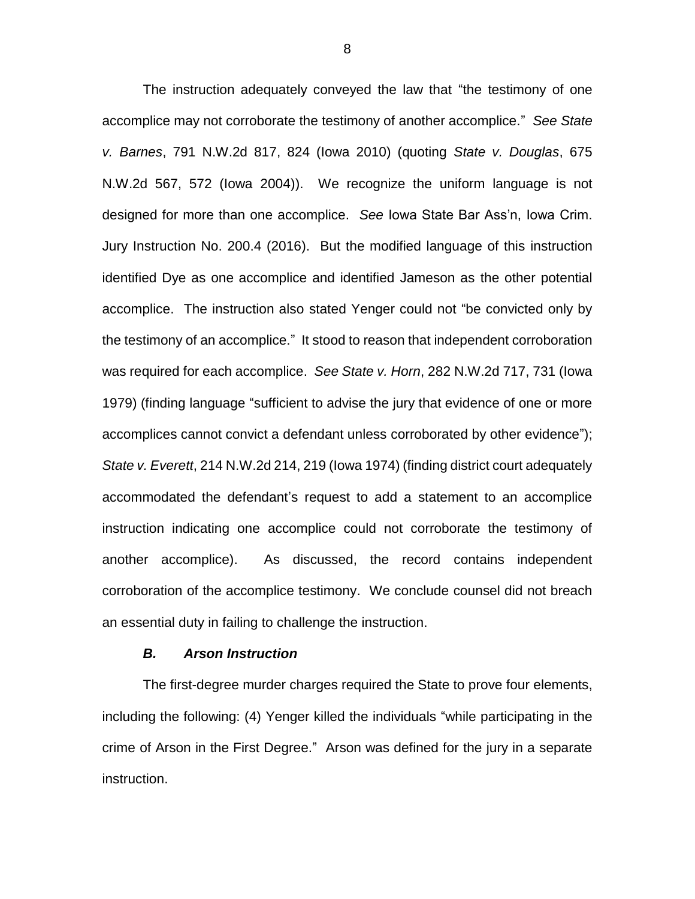The instruction adequately conveyed the law that "the testimony of one accomplice may not corroborate the testimony of another accomplice." *See State v. Barnes*, 791 N.W.2d 817, 824 (Iowa 2010) (quoting *State v. Douglas*, 675 N.W.2d 567, 572 (Iowa 2004)). We recognize the uniform language is not designed for more than one accomplice. *See* Iowa State Bar Ass'n, Iowa Crim. Jury Instruction No. 200.4 (2016). But the modified language of this instruction identified Dye as one accomplice and identified Jameson as the other potential accomplice. The instruction also stated Yenger could not "be convicted only by the testimony of an accomplice." It stood to reason that independent corroboration was required for each accomplice. *See State v. Horn*, 282 N.W.2d 717, 731 (Iowa 1979) (finding language "sufficient to advise the jury that evidence of one or more accomplices cannot convict a defendant unless corroborated by other evidence"); *State v. Everett*, 214 N.W.2d 214, 219 (Iowa 1974) (finding district court adequately accommodated the defendant's request to add a statement to an accomplice instruction indicating one accomplice could not corroborate the testimony of another accomplice). As discussed, the record contains independent corroboration of the accomplice testimony. We conclude counsel did not breach an essential duty in failing to challenge the instruction.

### *B. Arson Instruction*

The first-degree murder charges required the State to prove four elements, including the following: (4) Yenger killed the individuals "while participating in the crime of Arson in the First Degree." Arson was defined for the jury in a separate instruction.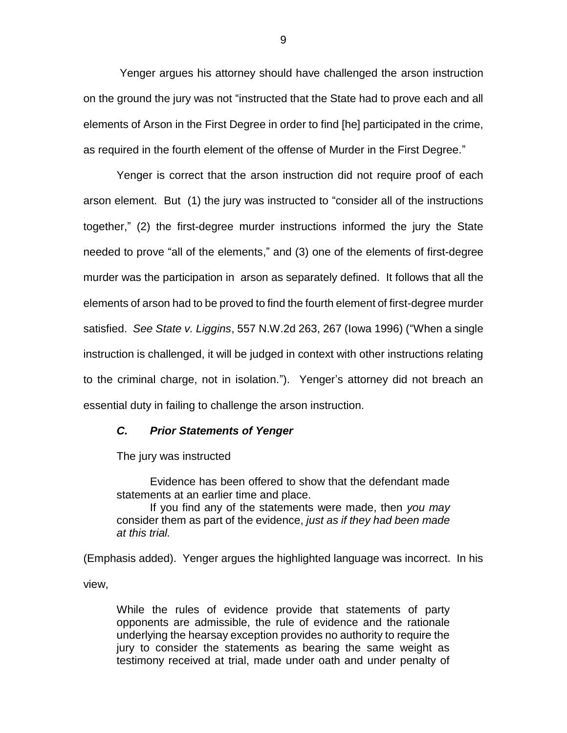Yenger argues his attorney should have challenged the arson instruction on the ground the jury was not "instructed that the State had to prove each and all elements of Arson in the First Degree in order to find [he] participated in the crime, as required in the fourth element of the offense of Murder in the First Degree."

Yenger is correct that the arson instruction did not require proof of each arson element. But (1) the jury was instructed to "consider all of the instructions together," (2) the first-degree murder instructions informed the jury the State needed to prove "all of the elements," and (3) one of the elements of first-degree murder was the participation in arson as separately defined. It follows that all the elements of arson had to be proved to find the fourth element of first-degree murder satisfied. *See State v. Liggins*, 557 N.W.2d 263, 267 (Iowa 1996) ("When a single instruction is challenged, it will be judged in context with other instructions relating to the criminal charge, not in isolation."). Yenger's attorney did not breach an essential duty in failing to challenge the arson instruction.

### *C. Prior Statements of Yenger*

The jury was instructed

> Evidence has been offered to show that the defendant made statements at an earlier time and place.
>
> If you find any of the statements were made, then *you may* consider them as part of the evidence, *just as if they had been made at this trial.*

(Emphasis added). Yenger argues the highlighted language was incorrect. In his view,

> While the rules of evidence provide that statements of party opponents are admissible, the rule of evidence and the rationale underlying the hearsay exception provides no authority to require the jury to consider the statements as bearing the same weight as testimony received at trial, made under oath and under penalty of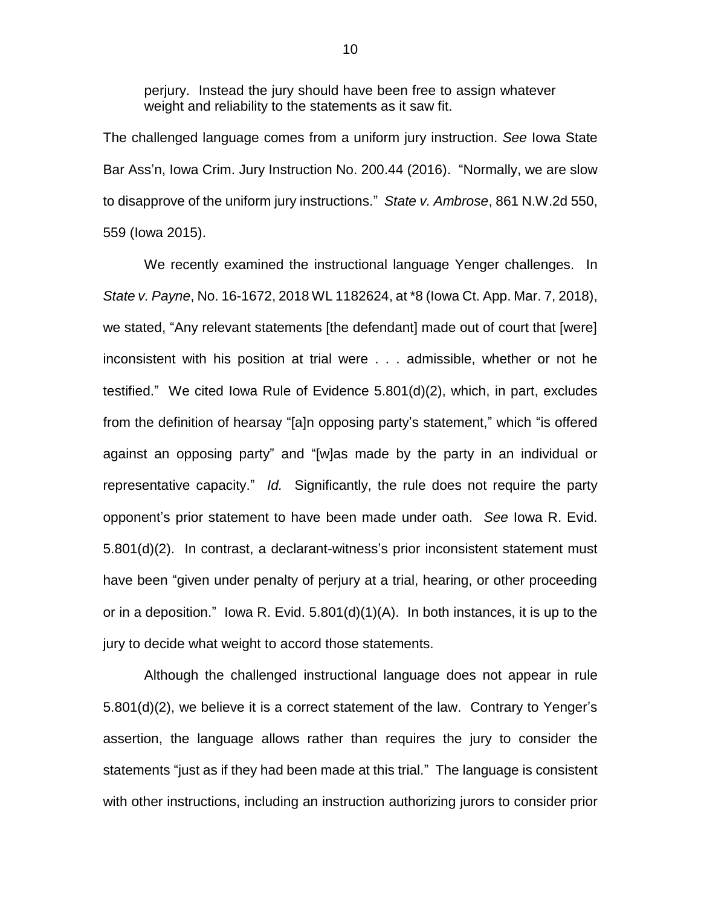perjury. Instead the jury should have been free to assign whatever weight and reliability to the statements as it saw fit.

The challenged language comes from a uniform jury instruction. *See* Iowa State Bar Ass'n, Iowa Crim. Jury Instruction No. 200.44 (2016). "Normally, we are slow to disapprove of the uniform jury instructions." *State v. Ambrose*, 861 N.W.2d 550, 559 (Iowa 2015).

We recently examined the instructional language Yenger challenges. In *State v. Payne*, No. 16-1672, 2018 WL 1182624, at *8 (Iowa Ct. App. Mar. 7, 2018), we stated, "Any relevant statements [the defendant] made out of court that [were] inconsistent with his position at trial were . . . admissible, whether or not he testified." We cited Iowa Rule of Evidence 5.801(d)(2), which, in part, excludes from the definition of hearsay "[a]n opposing party's statement," which "is offered against an opposing party" and "[w]as made by the party in an individual or representative capacity." *Id.* Significantly, the rule does not require the party opponent's prior statement to have been made under oath. *See* Iowa R. Evid. 5.801(d)(2). In contrast, a declarant-witness's prior inconsistent statement must have been "given under penalty of perjury at a trial, hearing, or other proceeding or in a deposition." Iowa R. Evid. 5.801(d)(1)(A). In both instances, it is up to the jury to decide what weight to accord those statements.

Although the challenged instructional language does not appear in rule 5.801(d)(2), we believe it is a correct statement of the law. Contrary to Yenger's assertion, the language allows rather than requires the jury to consider the statements "just as if they had been made at this trial." The language is consistent with other instructions, including an instruction authorizing jurors to consider prior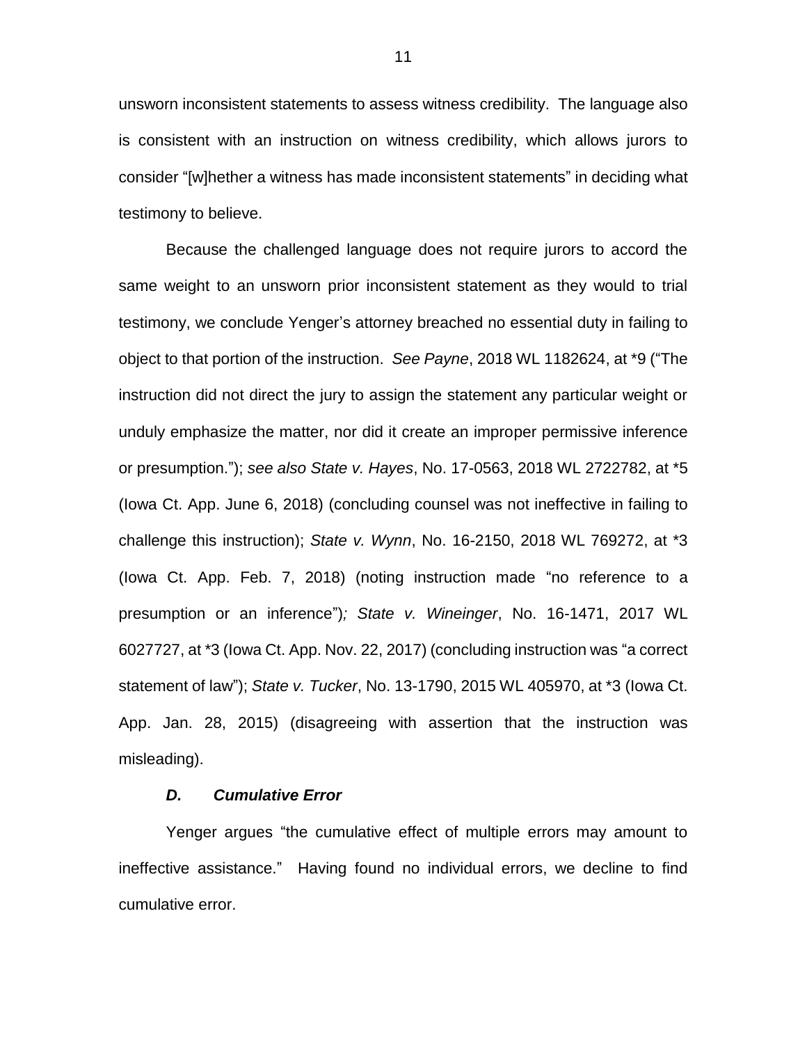unsworn inconsistent statements to assess witness credibility. The language also is consistent with an instruction on witness credibility, which allows jurors to consider "[w]hether a witness has made inconsistent statements" in deciding what testimony to believe.

Because the challenged language does not require jurors to accord the same weight to an unsworn prior inconsistent statement as they would to trial testimony, we conclude Yenger's attorney breached no essential duty in failing to object to that portion of the instruction. *See Payne*, 2018 WL 1182624, at *9 ("The instruction did not direct the jury to assign the statement any particular weight or unduly emphasize the matter, nor did it create an improper permissive inference or presumption."); *see also State v. Hayes*, No. 17-0563, 2018 WL 2722782, at *5 (Iowa Ct. App. June 6, 2018) (concluding counsel was not ineffective in failing to challenge this instruction); *State v. Wynn*, No. 16-2150, 2018 WL 769272, at *3 (Iowa Ct. App. Feb. 7, 2018) (noting instruction made "no reference to a presumption or an inference"); *State v. Wineinger*, No. 16-1471, 2017 WL 6027727, at *3 (Iowa Ct. App. Nov. 22, 2017) (concluding instruction was "a correct statement of law"); *State v. Tucker*, No. 13-1790, 2015 WL 405970, at *3 (Iowa Ct. App. Jan. 28, 2015) (disagreeing with assertion that the instruction was misleading).

### ***D. Cumulative Error***

Yenger argues "the cumulative effect of multiple errors may amount to ineffective assistance." Having found no individual errors, we decline to find cumulative error.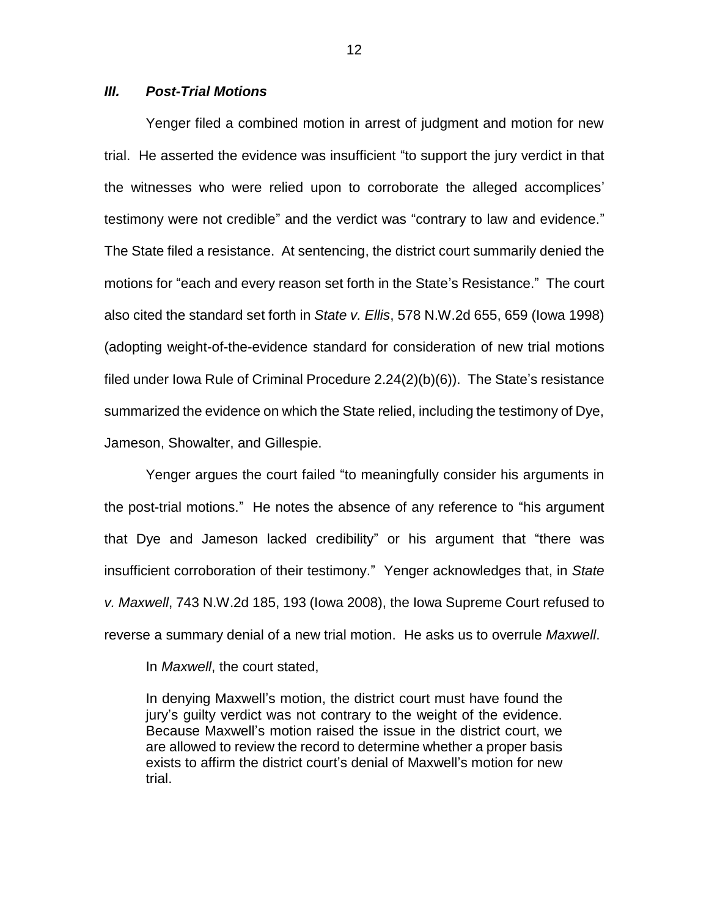### *III. Post-Trial Motions*

Yenger filed a combined motion in arrest of judgment and motion for new trial. He asserted the evidence was insufficient "to support the jury verdict in that the witnesses who were relied upon to corroborate the alleged accomplices' testimony were not credible" and the verdict was "contrary to law and evidence." The State filed a resistance. At sentencing, the district court summarily denied the motions for "each and every reason set forth in the State's Resistance." The court also cited the standard set forth in *State v. Ellis*, 578 N.W.2d 655, 659 (Iowa 1998) (adopting weight-of-the-evidence standard for consideration of new trial motions filed under Iowa Rule of Criminal Procedure 2.24(2)(b)(6)). The State's resistance summarized the evidence on which the State relied, including the testimony of Dye, Jameson, Showalter, and Gillespie.

Yenger argues the court failed "to meaningfully consider his arguments in the post-trial motions." He notes the absence of any reference to "his argument that Dye and Jameson lacked credibility" or his argument that "there was insufficient corroboration of their testimony." Yenger acknowledges that, in *State v. Maxwell*, 743 N.W.2d 185, 193 (Iowa 2008), the Iowa Supreme Court refused to reverse a summary denial of a new trial motion. He asks us to overrule *Maxwell*.

In *Maxwell*, the court stated,

> In denying Maxwell's motion, the district court must have found the jury's guilty verdict was not contrary to the weight of the evidence. Because Maxwell's motion raised the issue in the district court, we are allowed to review the record to determine whether a proper basis exists to affirm the district court's denial of Maxwell's motion for new trial.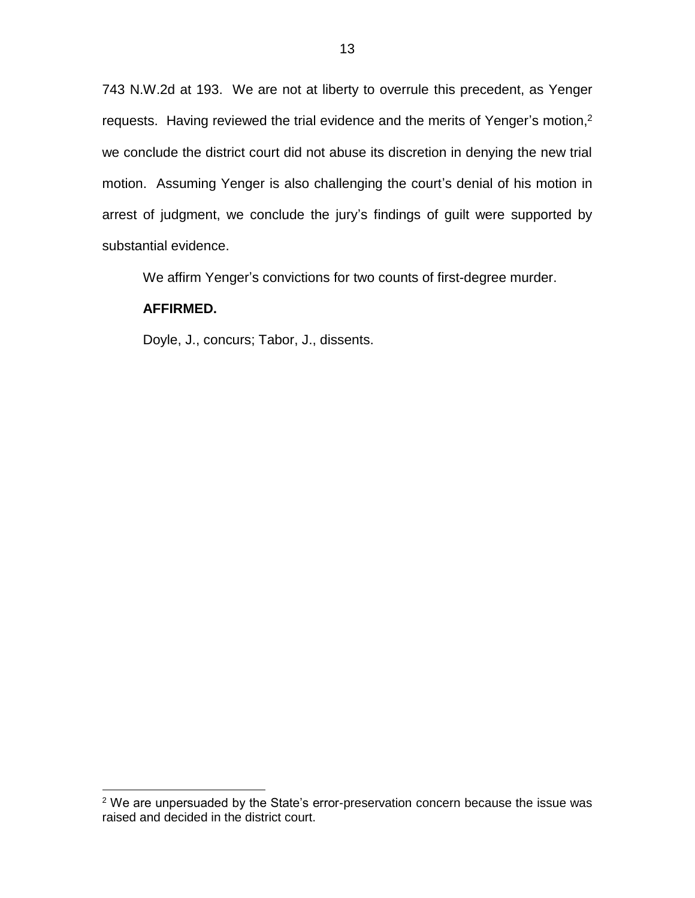743 N.W.2d at 193. We are not at liberty to overrule this precedent, as Yenger requests. Having reviewed the trial evidence and the merits of Yenger's motion,[2] we conclude the district court did not abuse its discretion in denying the new trial motion. Assuming Yenger is also challenging the court's denial of his motion in arrest of judgment, we conclude the jury's findings of guilt were supported by substantial evidence.

We affirm Yenger's convictions for two counts of first-degree murder.

**AFFIRMED.**

Doyle, J., concurs; Tabor, J., dissents.

[2] We are unpersuaded by the State's error-preservation concern because the issue was raised and decided in the district court.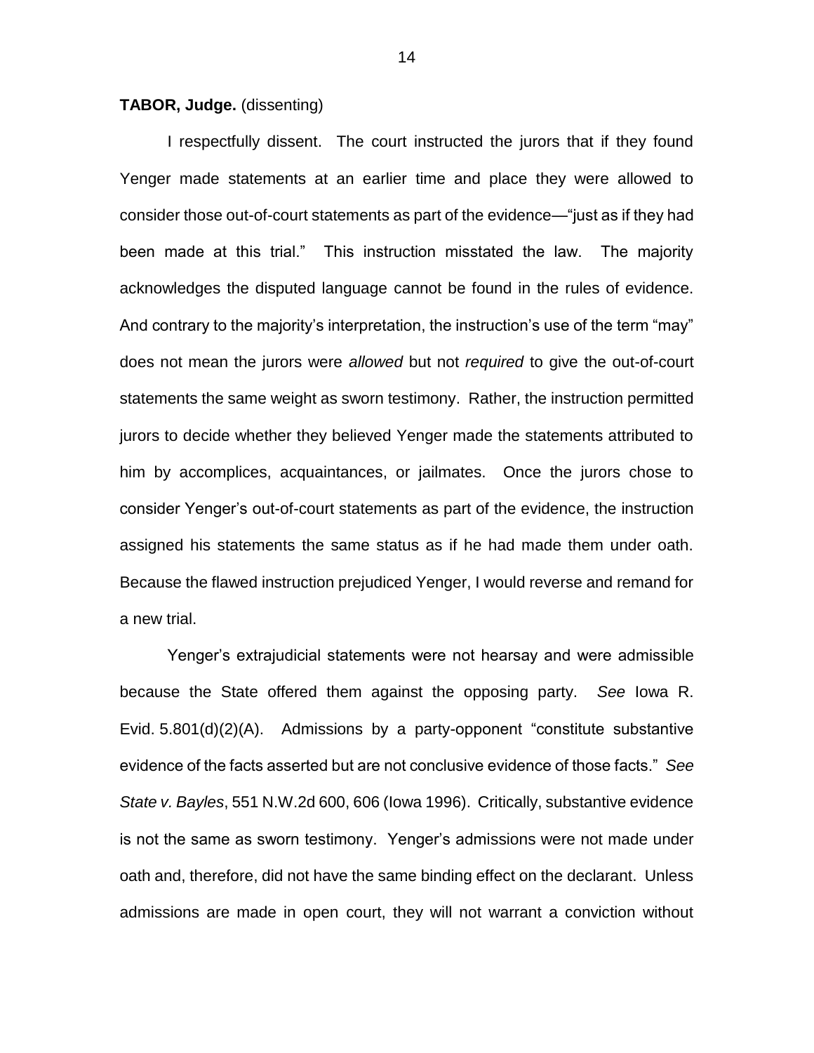**TABOR, Judge.** (dissenting)

I respectfully dissent. The court instructed the jurors that if they found Yenger made statements at an earlier time and place they were allowed to consider those out-of-court statements as part of the evidence—"just as if they had been made at this trial." This instruction misstated the law. The majority acknowledges the disputed language cannot be found in the rules of evidence. And contrary to the majority's interpretation, the instruction's use of the term "may" does not mean the jurors were *allowed* but not *required* to give the out-of-court statements the same weight as sworn testimony. Rather, the instruction permitted jurors to decide whether they believed Yenger made the statements attributed to him by accomplices, acquaintances, or jailmates. Once the jurors chose to consider Yenger's out-of-court statements as part of the evidence, the instruction assigned his statements the same status as if he had made them under oath. Because the flawed instruction prejudiced Yenger, I would reverse and remand for a new trial.

Yenger's extrajudicial statements were not hearsay and were admissible because the State offered them against the opposing party. *See* Iowa R. Evid. 5.801(d)(2)(A). Admissions by a party-opponent "constitute substantive evidence of the facts asserted but are not conclusive evidence of those facts." *See State v. Bayles*, 551 N.W.2d 600, 606 (Iowa 1996). Critically, substantive evidence is not the same as sworn testimony. Yenger's admissions were not made under oath and, therefore, did not have the same binding effect on the declarant. Unless admissions are made in open court, they will not warrant a conviction without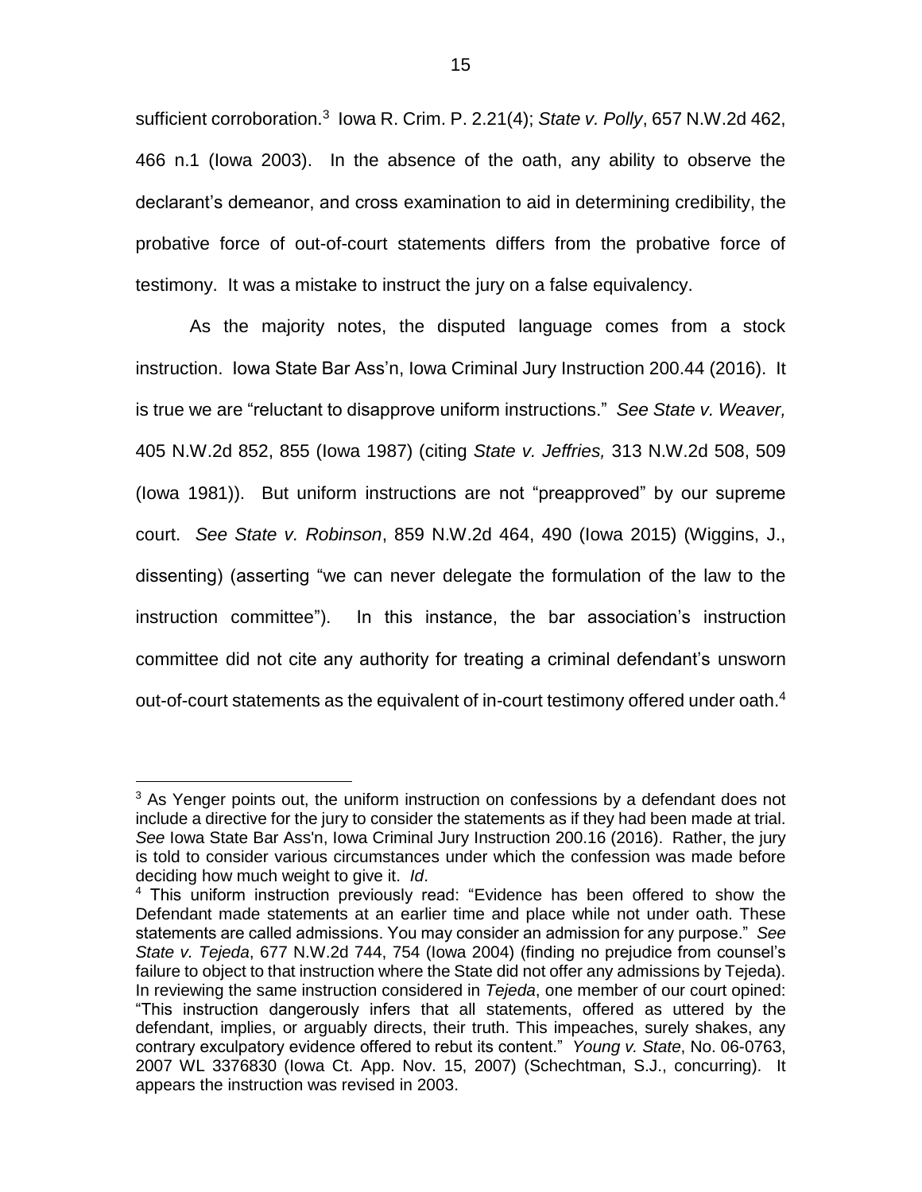sufficient corroboration.[3] Iowa R. Crim. P. 2.21(4); *State v. Polly*, 657 N.W.2d 462, 466 n.1 (Iowa 2003). In the absence of the oath, any ability to observe the declarant's demeanor, and cross examination to aid in determining credibility, the probative force of out-of-court statements differs from the probative force of testimony. It was a mistake to instruct the jury on a false equivalency.

As the majority notes, the disputed language comes from a stock instruction. Iowa State Bar Ass'n, Iowa Criminal Jury Instruction 200.44 (2016). It is true we are "reluctant to disapprove uniform instructions." *See State v. Weaver,* 405 N.W.2d 852, 855 (Iowa 1987) (citing *State v. Jeffries,* 313 N.W.2d 508, 509 (Iowa 1981)). But uniform instructions are not "preapproved" by our supreme court. *See State v. Robinson*, 859 N.W.2d 464, 490 (Iowa 2015) (Wiggins, J., dissenting) (asserting "we can never delegate the formulation of the law to the instruction committee"). In this instance, the bar association's instruction committee did not cite any authority for treating a criminal defendant's unsworn out-of-court statements as the equivalent of in-court testimony offered under oath.[4]

---

[3] As Yenger points out, the uniform instruction on confessions by a defendant does not include a directive for the jury to consider the statements as if they had been made at trial. *See* Iowa State Bar Ass'n, Iowa Criminal Jury Instruction 200.16 (2016). Rather, the jury is told to consider various circumstances under which the confession was made before deciding how much weight to give it. *Id*.

[4] This uniform instruction previously read: "Evidence has been offered to show the Defendant made statements at an earlier time and place while not under oath. These statements are called admissions. You may consider an admission for any purpose." *See State v. Tejeda*, 677 N.W.2d 744, 754 (Iowa 2004) (finding no prejudice from counsel's failure to object to that instruction where the State did not offer any admissions by Tejeda). In reviewing the same instruction considered in *Tejeda*, one member of our court opined: "This instruction dangerously infers that all statements, offered as uttered by the defendant, implies, or arguably directs, their truth. This impeaches, surely shakes, any contrary exculpatory evidence offered to rebut its content." *Young v. State*, No. 06-0763, 2007 WL 3376830 (Iowa Ct. App. Nov. 15, 2007) (Schechtman, S.J., concurring). It appears the instruction was revised in 2003.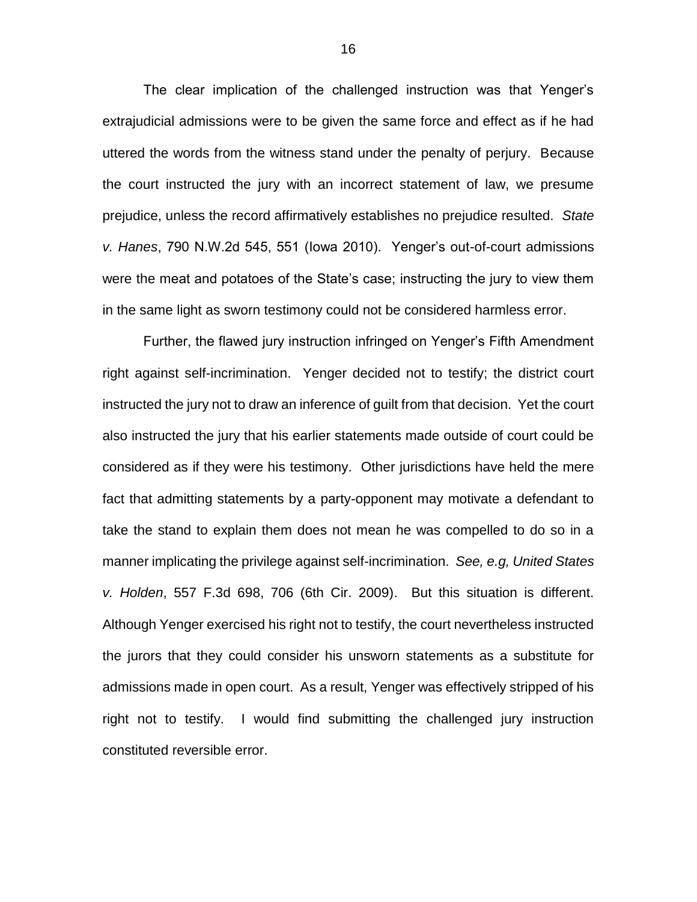The clear implication of the challenged instruction was that Yenger's extrajudicial admissions were to be given the same force and effect as if he had uttered the words from the witness stand under the penalty of perjury. Because the court instructed the jury with an incorrect statement of law, we presume prejudice, unless the record affirmatively establishes no prejudice resulted. *State v. Hanes*, 790 N.W.2d 545, 551 (Iowa 2010). Yenger's out-of-court admissions were the meat and potatoes of the State's case; instructing the jury to view them in the same light as sworn testimony could not be considered harmless error.

Further, the flawed jury instruction infringed on Yenger's Fifth Amendment right against self-incrimination. Yenger decided not to testify; the district court instructed the jury not to draw an inference of guilt from that decision. Yet the court also instructed the jury that his earlier statements made outside of court could be considered as if they were his testimony. Other jurisdictions have held the mere fact that admitting statements by a party-opponent may motivate a defendant to take the stand to explain them does not mean he was compelled to do so in a manner implicating the privilege against self-incrimination. *See, e.g, United States v. Holden*, 557 F.3d 698, 706 (6th Cir. 2009). But this situation is different. Although Yenger exercised his right not to testify, the court nevertheless instructed the jurors that they could consider his unsworn statements as a substitute for admissions made in open court. As a result, Yenger was effectively stripped of his right not to testify. I would find submitting the challenged jury instruction constituted reversible error.